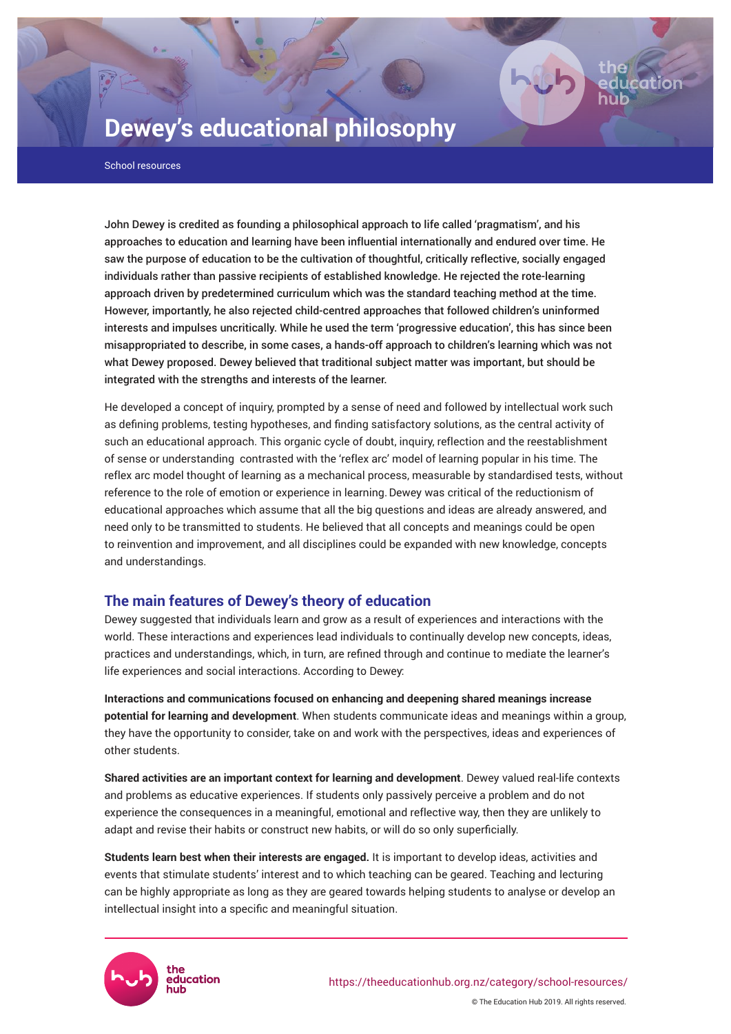# Dewey's educational philosophy

School resources

**John Dewey is credited as founding a philosophical approach to life called 'pragmatism', and his approaches to education and learning have been influential internationally and endured over time. He saw the purpose of education to be the cultivation of thoughtful, critically reflective, socially engaged individuals rather than passive recipients of established knowledge. He rejected the rote-learning approach driven by predetermined curriculum which was the standard teaching method at the time. However, importantly, he also rejected child-centred approaches that followed children's uninformed interests and impulses uncritically. While he used the term 'progressive education', this has since been misappropriated to describe, in some cases, a hands-off approach to children's learning which was not what Dewey proposed. Dewey believed that traditional subject matter was important, but should be integrated with the strengths and interests of the learner.**

He developed a concept of inquiry, prompted by a sense of need and followed by intellectual work such as defining problems, testing hypotheses, and finding satisfactory solutions, as the central activity of such an educational approach. This organic cycle of doubt, inquiry, reflection and the reestablishment of sense or understanding contrasted with the 'reflex arc' model of learning popular in his time. The reflex arc model thought of learning as a mechanical process, measurable by standardised tests, without reference to the role of emotion or experience in learning. Dewey was critical of the reductionism of educational approaches which assume that all the big questions and ideas are already answered, and need only to be transmitted to students. He believed that all concepts and meanings could be open to reinvention and improvement, and all disciplines could be expanded with new knowledge, concepts and understandings.

## The main features of Dewey's theory of education

Dewey suggested that individuals learn and grow as a result of experiences and interactions with the world. These interactions and experiences lead individuals to continually develop new concepts, ideas, practices and understandings, which, in turn, are refined through and continue to mediate the learner's life experiences and social interactions. According to Dewey:

**Interactions and communications focused on enhancing and deepening shared meanings increase potential for learning and development**. When students communicate ideas and meanings within a group, they have the opportunity to consider, take on and work with the perspectives, ideas and experiences of other students.

**Shared activities are an important context for learning and development**. Dewey valued real-life contexts and problems as educative experiences. If students only passively perceive a problem and do not experience the consequences in a meaningful, emotional and reflective way, then they are unlikely to adapt and revise their habits or construct new habits, or will do so only superficially.

**Students learn best when their interests are engaged.** It is important to develop ideas, activities and events that stimulate students' interest and to which teaching can be geared. Teaching and lecturing can be highly appropriate as long as they are geared towards helping students to analyse or develop an intellectual insight into a specific and meaningful situation.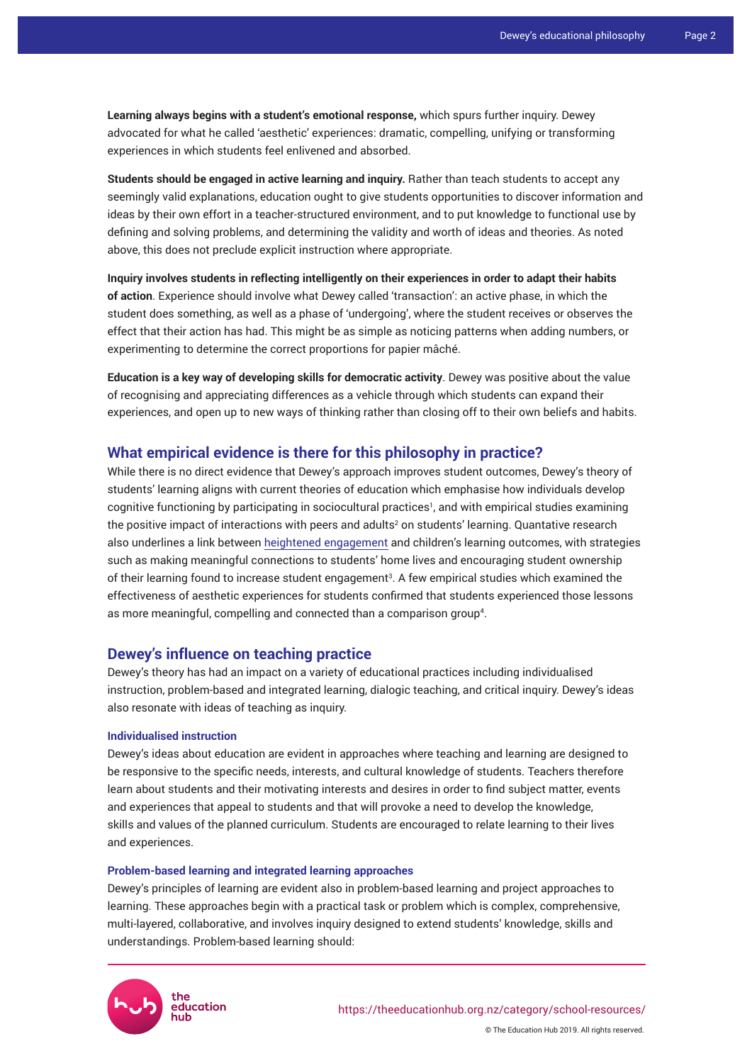**Learning always begins with a student's emotional response,** which spurs further inquiry. Dewey advocated for what he called 'aesthetic' experiences: dramatic, compelling, unifying or transforming experiences in which students feel enlivened and absorbed.

**Students should be engaged in active learning and inquiry.** Rather than teach students to accept any seemingly valid explanations, education ought to give students opportunities to discover information and ideas by their own effort in a teacher-structured environment, and to put knowledge to functional use by defining and solving problems, and determining the validity and worth of ideas and theories. As noted above, this does not preclude explicit instruction where appropriate.

**Inquiry involves students in reflecting intelligently on their experiences in order to adapt their habits of action**. Experience should involve what Dewey called 'transaction': an active phase, in which the student does something, as well as a phase of 'undergoing', where the student receives or observes the effect that their action has had. This might be as simple as noticing patterns when adding numbers, or experimenting to determine the correct proportions for papier mâché.

**Education is a key way of developing skills for democratic activity**. Dewey was positive about the value of recognising and appreciating differences as a vehicle through which students can expand their experiences, and open up to new ways of thinking rather than closing off to their own beliefs and habits.

## What empirical evidence is there for this philosophy in practice?

While there is no direct evidence that Dewey's approach improves student outcomes, Dewey's theory of students' learning aligns with current theories of education which emphasise how individuals develop cognitive functioning by participating in sociocultural practices[1], and with empirical studies examining the positive impact of interactions with peers and adults[2] on students' learning. Quantative research also underlines a link between heightened engagement and children's learning outcomes, with strategies such as making meaningful connections to students' home lives and encouraging student ownership of their learning found to increase student engagement[3]. A few empirical studies which examined the effectiveness of aesthetic experiences for students confirmed that students experienced those lessons as more meaningful, compelling and connected than a comparison group[4].

## Dewey's influence on teaching practice

Dewey's theory has had an impact on a variety of educational practices including individualised instruction, problem-based and integrated learning, dialogic teaching, and critical inquiry. Dewey's ideas also resonate with ideas of teaching as inquiry.

### Individualised instruction

Dewey's ideas about education are evident in approaches where teaching and learning are designed to be responsive to the specific needs, interests, and cultural knowledge of students. Teachers therefore learn about students and their motivating interests and desires in order to find subject matter, events and experiences that appeal to students and that will provoke a need to develop the knowledge, skills and values of the planned curriculum. Students are encouraged to relate learning to their lives and experiences.

### Problem-based learning and integrated learning approaches

Dewey's principles of learning are evident also in problem-based learning and project approaches to learning. These approaches begin with a practical task or problem which is complex, comprehensive, multi-layered, collaborative, and involves inquiry designed to extend students' knowledge, skills and understandings. Problem-based learning should: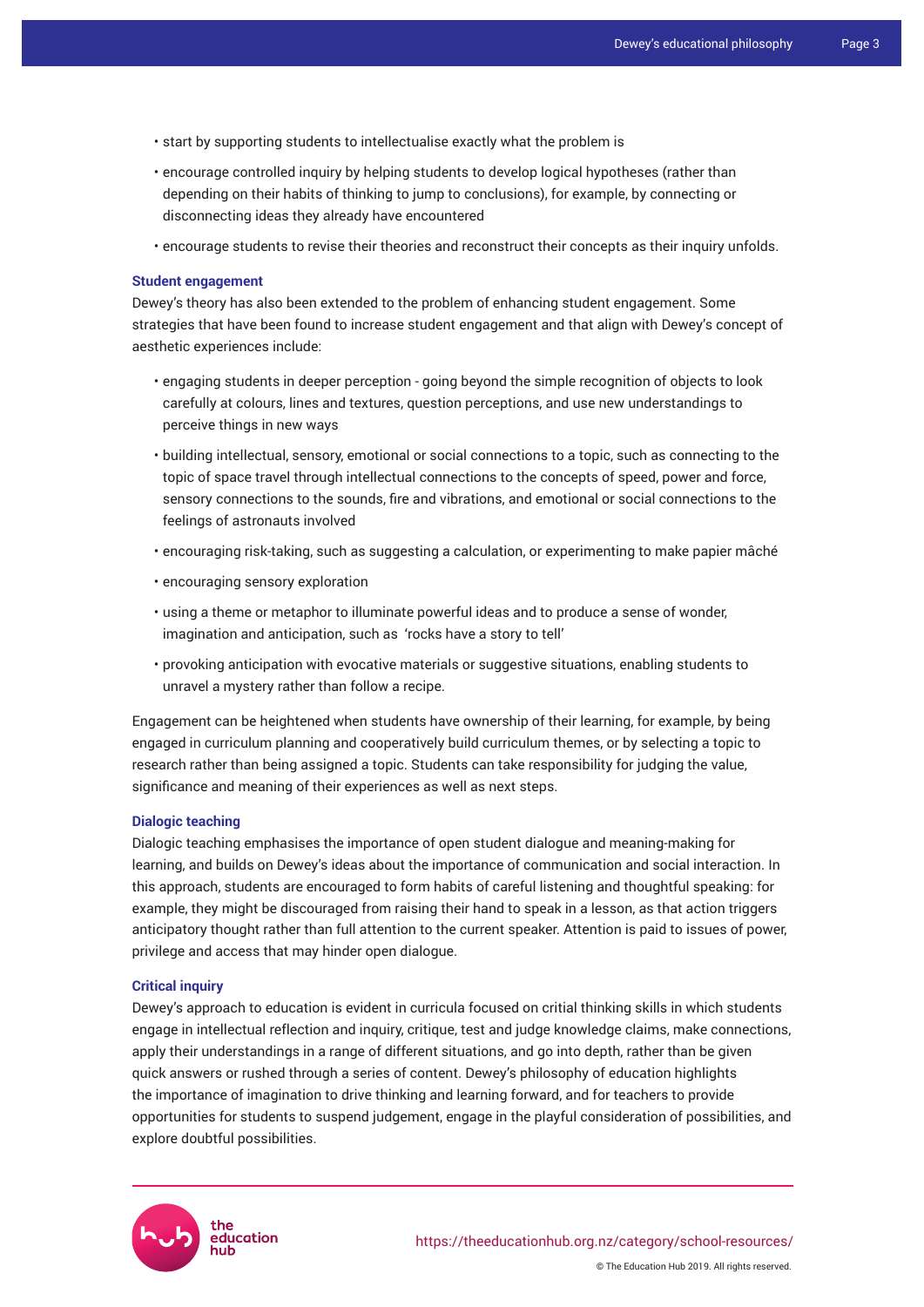- start by supporting students to intellectualise exactly what the problem is
- encourage controlled inquiry by helping students to develop logical hypotheses (rather than depending on their habits of thinking to jump to conclusions), for example, by connecting or disconnecting ideas they already have encountered
- encourage students to revise their theories and reconstruct their concepts as their inquiry unfolds.

### Student engagement

Dewey's theory has also been extended to the problem of enhancing student engagement. Some strategies that have been found to increase student engagement and that align with Dewey's concept of aesthetic experiences include:

- engaging students in deeper perception - going beyond the simple recognition of objects to look carefully at colours, lines and textures, question perceptions, and use new understandings to perceive things in new ways
- building intellectual, sensory, emotional or social connections to a topic, such as connecting to the topic of space travel through intellectual connections to the concepts of speed, power and force, sensory connections to the sounds, fire and vibrations, and emotional or social connections to the feelings of astronauts involved
- encouraging risk-taking, such as suggesting a calculation, or experimenting to make papier mâché
- encouraging sensory exploration
- using a theme or metaphor to illuminate powerful ideas and to produce a sense of wonder, imagination and anticipation, such as 'rocks have a story to tell'
- provoking anticipation with evocative materials or suggestive situations, enabling students to unravel a mystery rather than follow a recipe.

Engagement can be heightened when students have ownership of their learning, for example, by being engaged in curriculum planning and cooperatively build curriculum themes, or by selecting a topic to research rather than being assigned a topic. Students can take responsibility for judging the value, significance and meaning of their experiences as well as next steps.

### Dialogic teaching

Dialogic teaching emphasises the importance of open student dialogue and meaning-making for learning, and builds on Dewey's ideas about the importance of communication and social interaction. In this approach, students are encouraged to form habits of careful listening and thoughtful speaking: for example, they might be discouraged from raising their hand to speak in a lesson, as that action triggers anticipatory thought rather than full attention to the current speaker. Attention is paid to issues of power, privilege and access that may hinder open dialogue.

### Critical inquiry

Dewey's approach to education is evident in curricula focused on critial thinking skills in which students engage in intellectual reflection and inquiry, critique, test and judge knowledge claims, make connections, apply their understandings in a range of different situations, and go into depth, rather than be given quick answers or rushed through a series of content. Dewey's philosophy of education highlights the importance of imagination to drive thinking and learning forward, and for teachers to provide opportunities for students to suspend judgement, engage in the playful consideration of possibilities, and explore doubtful possibilities.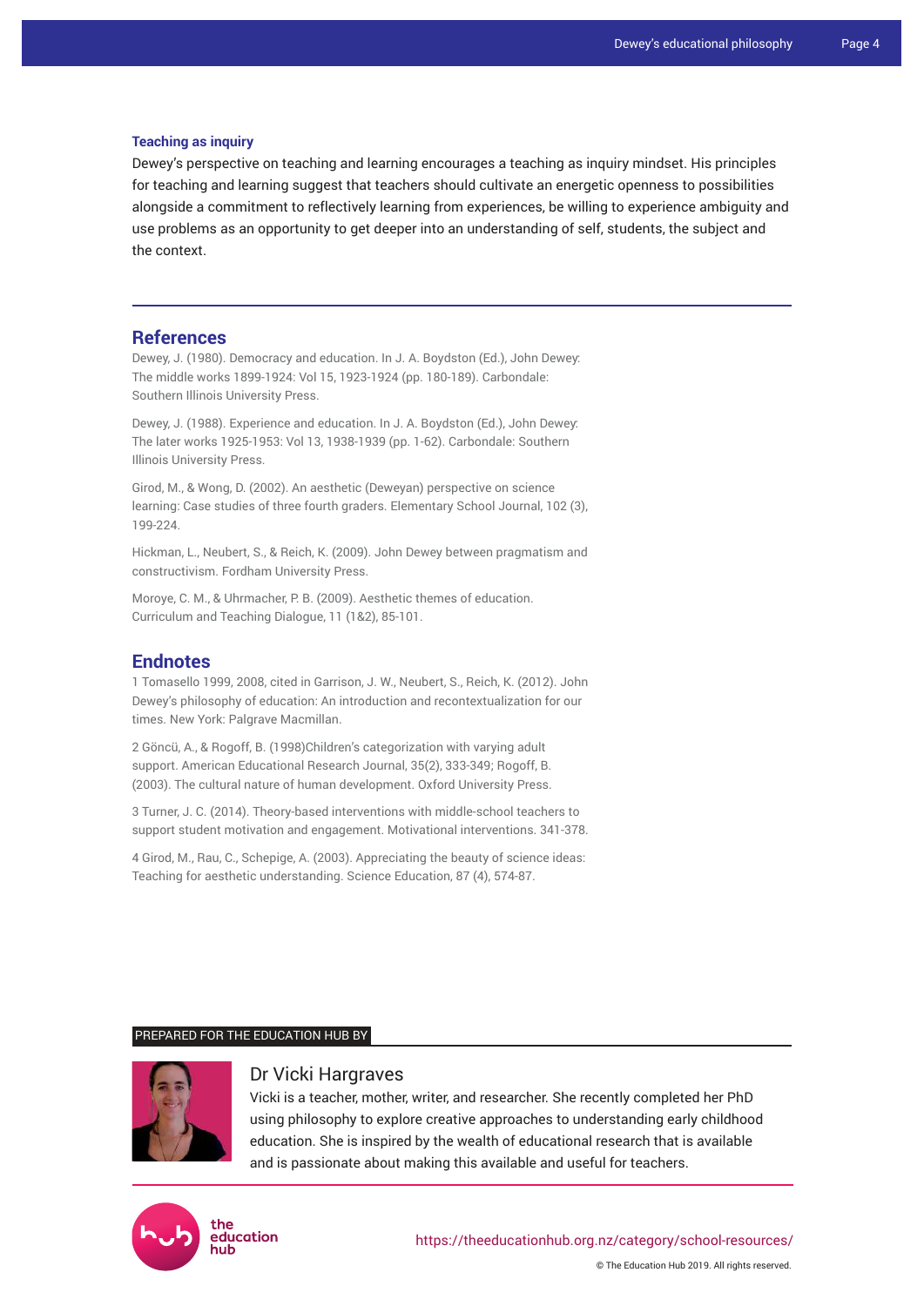### Teaching as inquiry

Dewey's perspective on teaching and learning encourages a teaching as inquiry mindset. His principles for teaching and learning suggest that teachers should cultivate an energetic openness to possibilities alongside a commitment to reflectively learning from experiences, be willing to experience ambiguity and use problems as an opportunity to get deeper into an understanding of self, students, the subject and the context.

## References

Dewey, J. (1980). Democracy and education. In J. A. Boydston (Ed.), John Dewey: The middle works 1899-1924: Vol 15, 1923-1924 (pp. 180-189). Carbondale: Southern Illinois University Press.

Dewey, J. (1988). Experience and education. In J. A. Boydston (Ed.), John Dewey: The later works 1925-1953: Vol 13, 1938-1939 (pp. 1-62). Carbondale: Southern Illinois University Press.

Girod, M., & Wong, D. (2002). An aesthetic (Deweyan) perspective on science learning: Case studies of three fourth graders. Elementary School Journal, 102 (3), 199-224.

Hickman, L., Neubert, S., & Reich, K. (2009). John Dewey between pragmatism and constructivism. Fordham University Press.

Moroye, C. M., & Uhrmacher, P. B. (2009). Aesthetic themes of education. Curriculum and Teaching Dialogue, 11 (1&2), 85-101.

## Endnotes

1 Tomasello 1999, 2008, cited in Garrison, J. W., Neubert, S., Reich, K. (2012). John Dewey's philosophy of education: An introduction and recontextualization for our times. New York: Palgrave Macmillan.

2 Göncü, A., & Rogoff, B. (1998)Children's categorization with varying adult support. American Educational Research Journal, 35(2), 333-349; Rogoff, B. (2003). The cultural nature of human development. Oxford University Press.

3 Turner, J. C. (2014). Theory-based interventions with middle-school teachers to support student motivation and engagement. Motivational interventions. 341-378.

4 Girod, M., Rau, C., Schepige, A. (2003). Appreciating the beauty of science ideas: Teaching for aesthetic understanding. Science Education, 87 (4), 574-87.

PREPARED FOR THE EDUCATION HUB BY

### Dr Vicki Hargraves

Vicki is a teacher, mother, writer, and researcher. She recently completed her PhD using philosophy to explore creative approaches to understanding early childhood education. She is inspired by the wealth of educational research that is available and is passionate about making this available and useful for teachers.

the education hub

https://theeducationhub.org.nz/category/school-resources/

© The Education Hub 2019. All rights reserved.